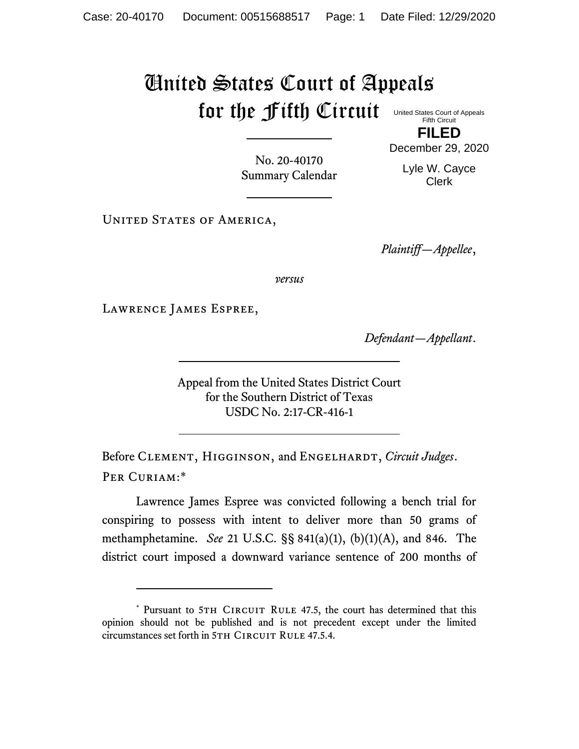# United States Court of Appeals for the Fifth Circuit

United States Court of Appeals
Fifth Circuit

**FILED**

December 29, 2020

Lyle W. Cayce
Clerk

No. 20-40170
Summary Calendar

United States of America,

*Plaintiff—Appellee*,

*versus*

Lawrence James Espree,

*Defendant—Appellant*.

Appeal from the United States District Court
for the Southern District of Texas
USDC No. 2:17-CR-416-1

Before Clement, Higginson, and Engelhardt, *Circuit Judges*.

Per Curiam:*

Lawrence James Espree was convicted following a bench trial for conspiring to possess with intent to deliver more than 50 grams of methamphetamine. *See* 21 U.S.C. §§ 841(a)(1), (b)(1)(A), and 846. The district court imposed a downward variance sentence of 200 months of

---

\* Pursuant to 5th Circuit Rule 47.5, the court has determined that this opinion should not be published and is not precedent except under the limited circumstances set forth in 5th Circuit Rule 47.5.4.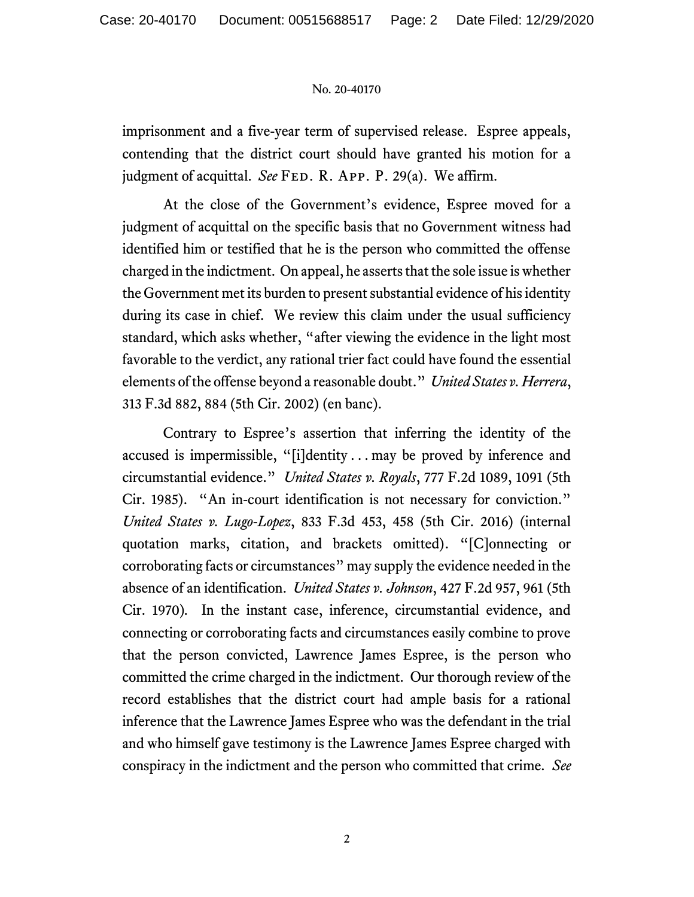imprisonment and a five-year term of supervised release. Espree appeals, contending that the district court should have granted his motion for a judgment of acquittal. *See* Fed. R. App. P. 29(a). We affirm.

At the close of the Government's evidence, Espree moved for a judgment of acquittal on the specific basis that no Government witness had identified him or testified that he is the person who committed the offense charged in the indictment. On appeal, he asserts that the sole issue is whether the Government met its burden to present substantial evidence of his identity during its case in chief. We review this claim under the usual sufficiency standard, which asks whether, "after viewing the evidence in the light most favorable to the verdict, any rational trier fact could have found the essential elements of the offense beyond a reasonable doubt." *United States v. Herrera*, 313 F.3d 882, 884 (5th Cir. 2002) (en banc).

Contrary to Espree's assertion that inferring the identity of the accused is impermissible, "[i]dentity . . . may be proved by inference and circumstantial evidence." *United States v. Royals*, 777 F.2d 1089, 1091 (5th Cir. 1985). "An in-court identification is not necessary for conviction." *United States v. Lugo-Lopez*, 833 F.3d 453, 458 (5th Cir. 2016) (internal quotation marks, citation, and brackets omitted). "[C]onnecting or corroborating facts or circumstances" may supply the evidence needed in the absence of an identification. *United States v. Johnson*, 427 F.2d 957, 961 (5th Cir. 1970). In the instant case, inference, circumstantial evidence, and connecting or corroborating facts and circumstances easily combine to prove that the person convicted, Lawrence James Espree, is the person who committed the crime charged in the indictment. Our thorough review of the record establishes that the district court had ample basis for a rational inference that the Lawrence James Espree who was the defendant in the trial and who himself gave testimony is the Lawrence James Espree charged with conspiracy in the indictment and the person who committed that crime. *See*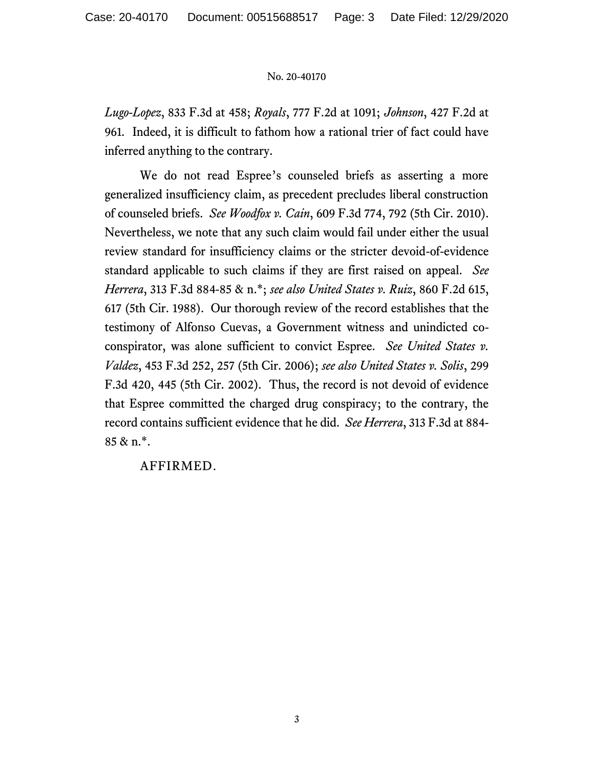*Lugo-Lopez*, 833 F.3d at 458; *Royals*, 777 F.2d at 1091; *Johnson*, 427 F.2d at 961. Indeed, it is difficult to fathom how a rational trier of fact could have inferred anything to the contrary.

We do not read Espree's counseled briefs as asserting a more generalized insufficiency claim, as precedent precludes liberal construction of counseled briefs. *See Woodfox v. Cain*, 609 F.3d 774, 792 (5th Cir. 2010). Nevertheless, we note that any such claim would fail under either the usual review standard for insufficiency claims or the stricter devoid-of-evidence standard applicable to such claims if they are first raised on appeal. *See Herrera*, 313 F.3d 884-85 & n.*; *see also United States v. Ruiz*, 860 F.2d 615, 617 (5th Cir. 1988). Our thorough review of the record establishes that the testimony of Alfonso Cuevas, a Government witness and unindicted co-conspirator, was alone sufficient to convict Espree. *See United States v. Valdez*, 453 F.3d 252, 257 (5th Cir. 2006); *see also United States v. Solis*, 299 F.3d 420, 445 (5th Cir. 2002). Thus, the record is not devoid of evidence that Espree committed the charged drug conspiracy; to the contrary, the record contains sufficient evidence that he did. *See Herrera*, 313 F.3d at 884-85 & n.*.

AFFIRMED.